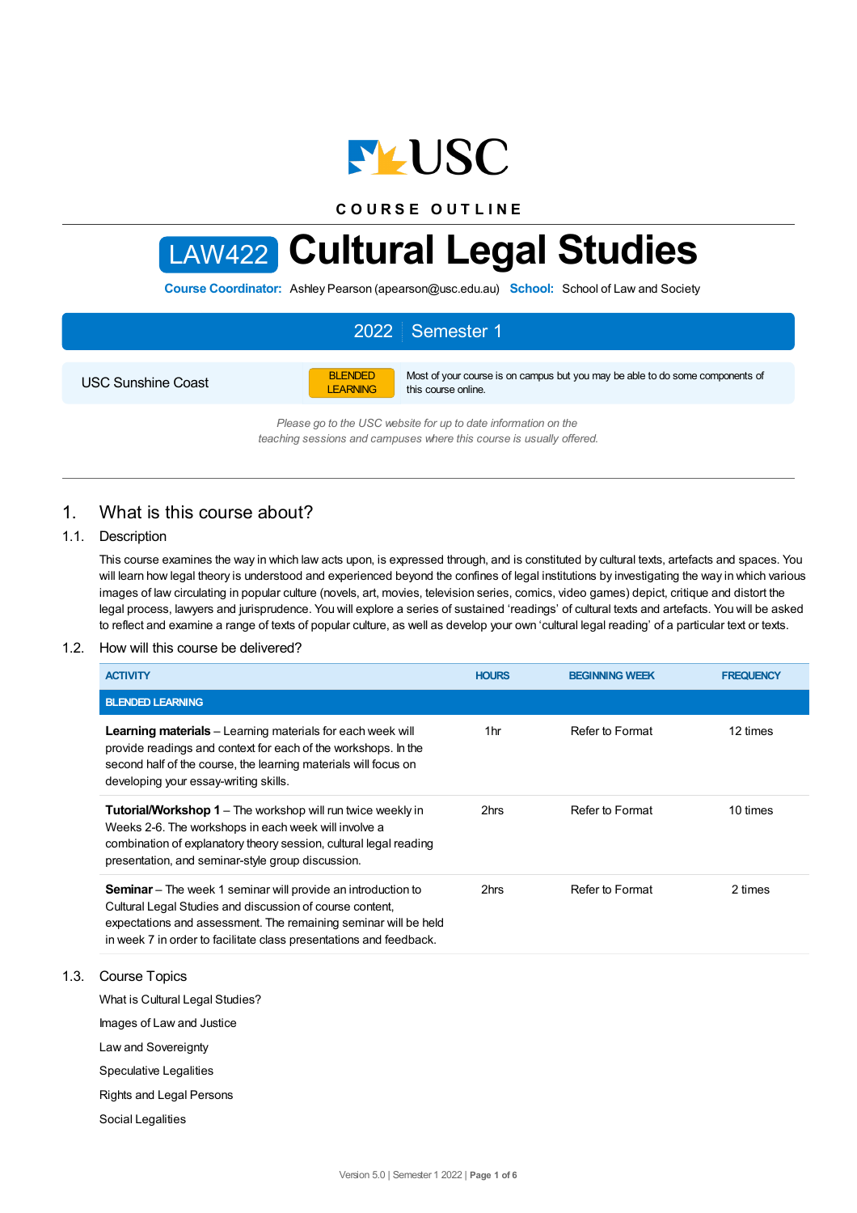# COURSE OUTLINE

# LAW422 Cultural Legal Studies

**Course Coordinator:** Ashley Pearson (apearson@usc.edu.au) **School:** School of Law and Society

| 2022 | Semester 1 |
|---|---|

| USC Sunshine Coast | BLENDED LEARNING | Most of your course is on campus but you may be able to do some components of this course online. |
|---|---|---|

*Please go to the USC website for up to date information on the teaching sessions and campuses where this course is usually offered.*

## 1. What is this course about?

### 1.1. Description

This course examines the way in which law acts upon, is expressed through, and is constituted by cultural texts, artefacts and spaces. You will learn how legal theory is understood and experienced beyond the confines of legal institutions by investigating the way in which various images of law circulating in popular culture (novels, art, movies, television series, comics, video games) depict, critique and distort the legal process, lawyers and jurisprudence. You will explore a series of sustained 'readings' of cultural texts and artefacts. You will be asked to reflect and examine a range of texts of popular culture, as well as develop your own 'cultural legal reading' of a particular text or texts.

### 1.2. How will this course be delivered?

| ACTIVITY | HOURS | BEGINNING WEEK | FREQUENCY |
|---|---|---|---|
| **BLENDED LEARNING** | | | |
| **Learning materials** – Learning materials for each week will provide readings and context for each of the workshops. In the second half of the course, the learning materials will focus on developing your essay-writing skills. | 1hr | Refer to Format | 12 times |
| **Tutorial/Workshop 1** – The workshop will run twice weekly in Weeks 2-6. The workshops in each week will involve a combination of explanatory theory session, cultural legal reading presentation, and seminar-style group discussion. | 2hrs | Refer to Format | 10 times |
| **Seminar** – The week 1 seminar will provide an introduction to Cultural Legal Studies and discussion of course content, expectations and assessment. The remaining seminar will be held in week 7 in order to facilitate class presentations and feedback. | 2hrs | Refer to Format | 2 times |

### 1.3. Course Topics

What is Cultural Legal Studies?

Images of Law and Justice

Law and Sovereignty

Speculative Legalities

Rights and Legal Persons

Social Legalities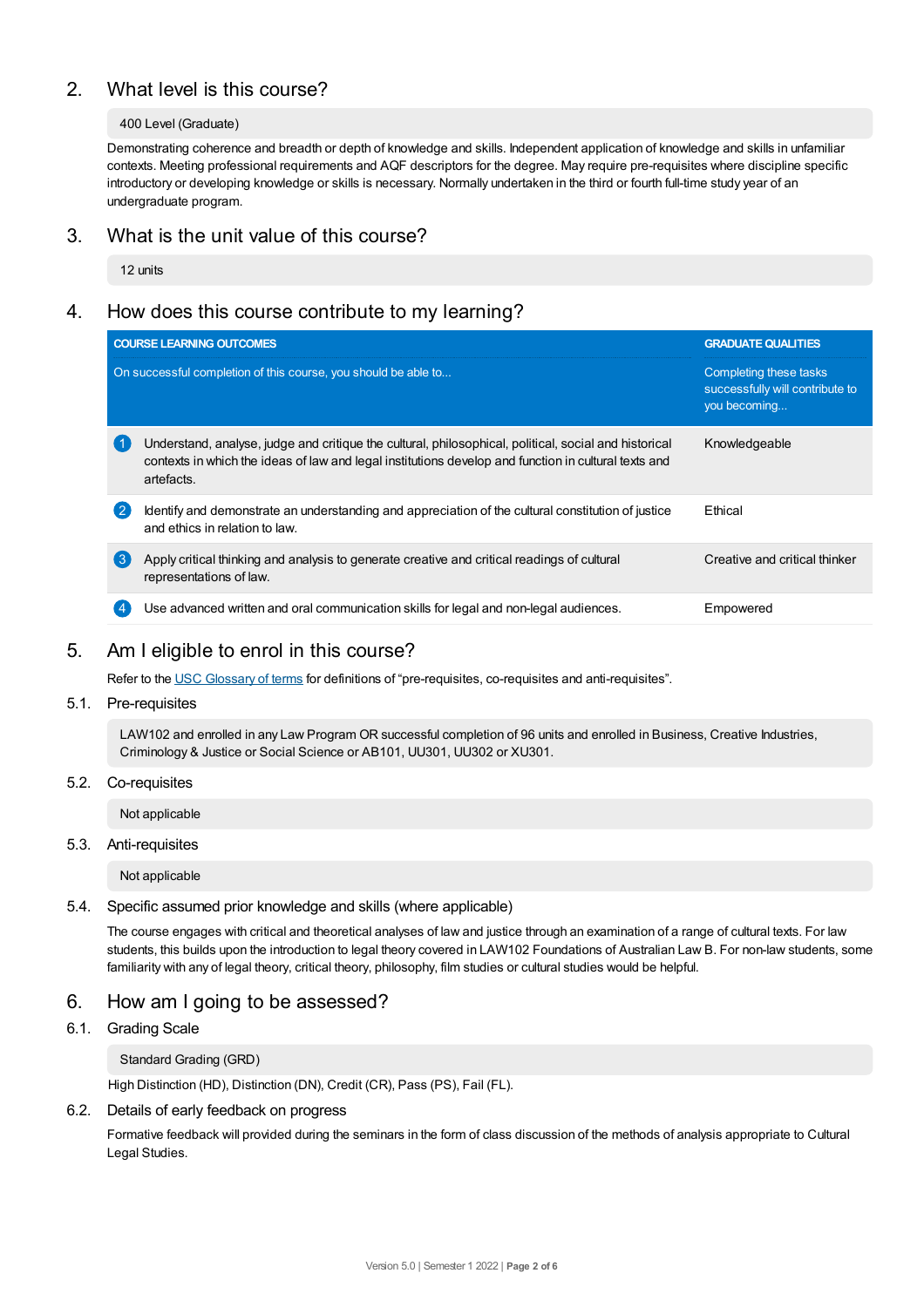## 2. What level is this course?

400 Level (Graduate)

Demonstrating coherence and breadth or depth of knowledge and skills. Independent application of knowledge and skills in unfamiliar contexts. Meeting professional requirements and AQF descriptors for the degree. May require pre-requisites where discipline specific introductory or developing knowledge or skills is necessary. Normally undertaken in the third or fourth full-time study year of an undergraduate program.

## 3. What is the unit value of this course?

12 units

## 4. How does this course contribute to my learning?

| | COURSE LEARNING OUTCOMES<br>On successful completion of this course, you should be able to... | GRADUATE QUALITIES<br>Completing these tasks successfully will contribute to you becoming... |
|---|---|---|
| 1 | Understand, analyse, judge and critique the cultural, philosophical, political, social and historical contexts in which the ideas of law and legal institutions develop and function in cultural texts and artefacts. | Knowledgeable |
| 2 | Identify and demonstrate an understanding and appreciation of the cultural constitution of justice and ethics in relation to law. | Ethical |
| 3 | Apply critical thinking and analysis to generate creative and critical readings of cultural representations of law. | Creative and critical thinker |
| 4 | Use advanced written and oral communication skills for legal and non-legal audiences. | Empowered |

## 5. Am I eligible to enrol in this course?

Refer to the USC Glossary of terms for definitions of "pre-requisites, co-requisites and anti-requisites".

### 5.1. Pre-requisites

LAW102 and enrolled in any Law Program OR successful completion of 96 units and enrolled in Business, Creative Industries, Criminology & Justice or Social Science or AB101, UU301, UU302 or XU301.

### 5.2. Co-requisites

Not applicable

### 5.3. Anti-requisites

Not applicable

### 5.4. Specific assumed prior knowledge and skills (where applicable)

The course engages with critical and theoretical analyses of law and justice through an examination of a range of cultural texts. For law students, this builds upon the introduction to legal theory covered in LAW102 Foundations of Australian Law B. For non-law students, some familiarity with any of legal theory, critical theory, philosophy, film studies or cultural studies would be helpful.

## 6. How am I going to be assessed?

### 6.1. Grading Scale

Standard Grading (GRD)

High Distinction (HD), Distinction (DN), Credit (CR), Pass (PS), Fail (FL).

### 6.2. Details of early feedback on progress

Formative feedback will provided during the seminars in the form of class discussion of the methods of analysis appropriate to Cultural Legal Studies.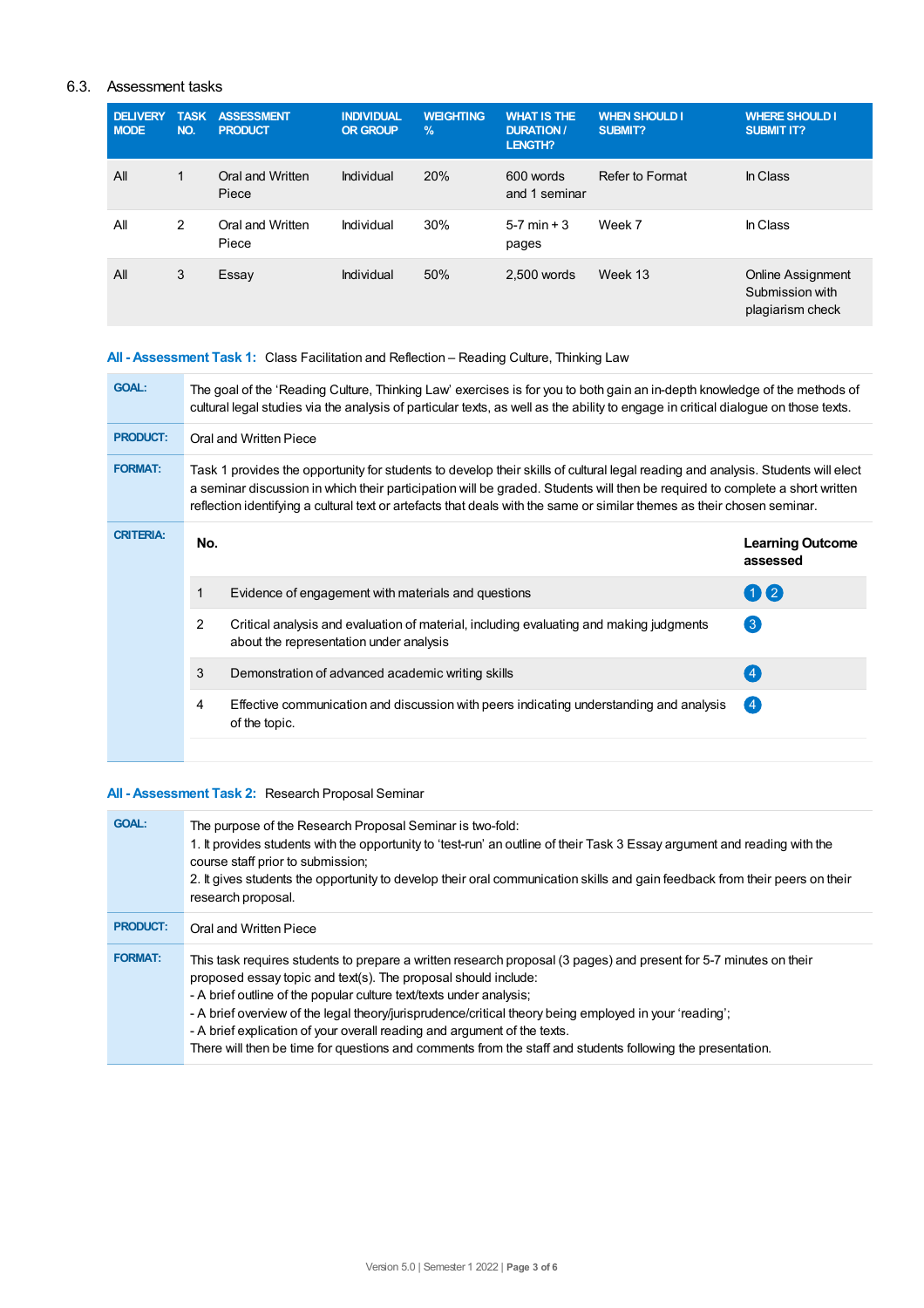## 6.3. Assessment tasks

| DELIVERY MODE | TASK NO. | ASSESSMENT PRODUCT | INDIVIDUAL OR GROUP | WEIGHTING % | WHAT IS THE DURATION / LENGTH? | WHEN SHOULD I SUBMIT? | WHERE SHOULD I SUBMIT IT? |
|---|---|---|---|---|---|---|---|
| All | 1 | Oral and Written Piece | Individual | 20% | 600 words and 1 seminar | Refer to Format | In Class |
| All | 2 | Oral and Written Piece | Individual | 30% | 5-7 min + 3 pages | Week 7 | In Class |
| All | 3 | Essay | Individual | 50% | 2,500 words | Week 13 | Online Assignment Submission with plagiarism check |

### All - Assessment Task 1: Class Facilitation and Reflection – Reading Culture, Thinking Law

**GOAL:** The goal of the 'Reading Culture, Thinking Law' exercises is for you to both gain an in-depth knowledge of the methods of cultural legal studies via the analysis of particular texts, as well as the ability to engage in critical dialogue on those texts.

**PRODUCT:** Oral and Written Piece

**FORMAT:** Task 1 provides the opportunity for students to develop their skills of cultural legal reading and analysis. Students will elect a seminar discussion in which their participation will be graded. Students will then be required to complete a short written reflection identifying a cultural text or artefacts that deals with the same or similar themes as their chosen seminar.

**CRITERIA:**

| No. | | Learning Outcome assessed |
|---|---|---|
| 1 | Evidence of engagement with materials and questions | 1 2 |
| 2 | Critical analysis and evaluation of material, including evaluating and making judgments about the representation under analysis | 3 |
| 3 | Demonstration of advanced academic writing skills | 4 |
| 4 | Effective communication and discussion with peers indicating understanding and analysis of the topic. | 4 |

### All - Assessment Task 2: Research Proposal Seminar

**GOAL:** The purpose of the Research Proposal Seminar is two-fold:
1. It provides students with the opportunity to 'test-run' an outline of their Task 3 Essay argument and reading with the course staff prior to submission;
2. It gives students the opportunity to develop their oral communication skills and gain feedback from their peers on their research proposal.

**PRODUCT:** Oral and Written Piece

**FORMAT:** This task requires students to prepare a written research proposal (3 pages) and present for 5-7 minutes on their proposed essay topic and text(s). The proposal should include:
- A brief outline of the popular culture text/texts under analysis;
- A brief overview of the legal theory/jurisprudence/critical theory being employed in your 'reading';
- A brief explication of your overall reading and argument of the texts.

There will then be time for questions and comments from the staff and students following the presentation.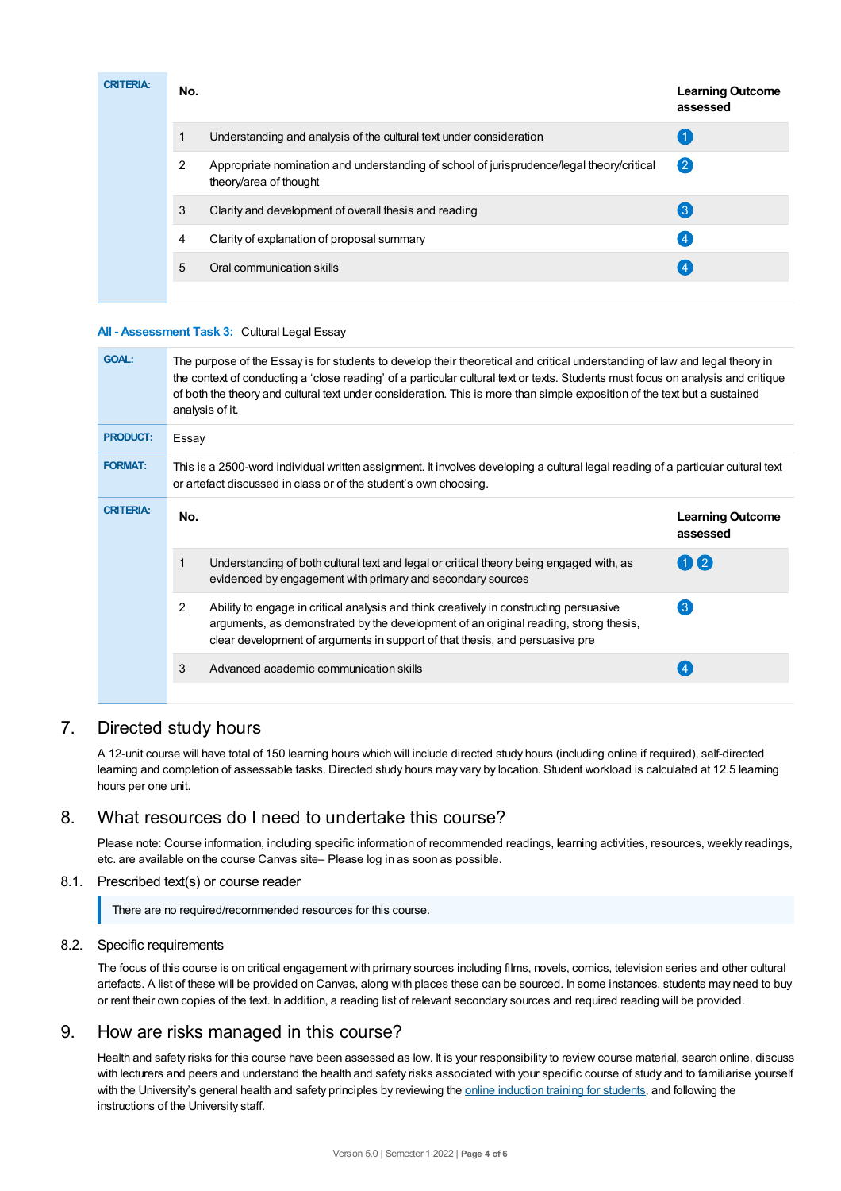**CRITERIA:**

| No. | | Learning Outcome assessed |
|---|---|---|
| 1 | Understanding and analysis of the cultural text under consideration | 1 |
| 2 | Appropriate nomination and understanding of school of jurisprudence/legal theory/critical theory/area of thought | 2 |
| 3 | Clarity and development of overall thesis and reading | 3 |
| 4 | Clarity of explanation of proposal summary | 4 |
| 5 | Oral communication skills | 4 |

**All - Assessment Task 3:** Cultural Legal Essay

**GOAL:** The purpose of the Essay is for students to develop their theoretical and critical understanding of law and legal theory in the context of conducting a 'close reading' of a particular cultural text or texts. Students must focus on analysis and critique of both the theory and cultural text under consideration. This is more than simple exposition of the text but a sustained analysis of it.

**PRODUCT:** Essay

**FORMAT:** This is a 2500-word individual written assignment. It involves developing a cultural legal reading of a particular cultural text or artefact discussed in class or of the student's own choosing.

**CRITERIA:**

| No. | | Learning Outcome assessed |
|---|---|---|
| 1 | Understanding of both cultural text and legal or critical theory being engaged with, as evidenced by engagement with primary and secondary sources | 1 2 |
| 2 | Ability to engage in critical analysis and think creatively in constructing persuasive arguments, as demonstrated by the development of an original reading, strong thesis, clear development of arguments in support of that thesis, and persuasive pre | 3 |
| 3 | Advanced academic communication skills | 4 |

## 7. Directed study hours

A 12-unit course will have total of 150 learning hours which will include directed study hours (including online if required), self-directed learning and completion of assessable tasks. Directed study hours may vary by location. Student workload is calculated at 12.5 learning hours per one unit.

## 8. What resources do I need to undertake this course?

Please note: Course information, including specific information of recommended readings, learning activities, resources, weekly readings, etc. are available on the course Canvas site– Please log in as soon as possible.

### 8.1. Prescribed text(s) or course reader

> There are no required/recommended resources for this course.

### 8.2. Specific requirements

The focus of this course is on critical engagement with primary sources including films, novels, comics, television series and other cultural artefacts. A list of these will be provided on Canvas, along with places these can be sourced. In some instances, students may need to buy or rent their own copies of the text. In addition, a reading list of relevant secondary sources and required reading will be provided.

## 9. How are risks managed in this course?

Health and safety risks for this course have been assessed as low. It is your responsibility to review course material, search online, discuss with lecturers and peers and understand the health and safety risks associated with your specific course of study and to familiarise yourself with the University's general health and safety principles by reviewing the online induction training for students, and following the instructions of the University staff.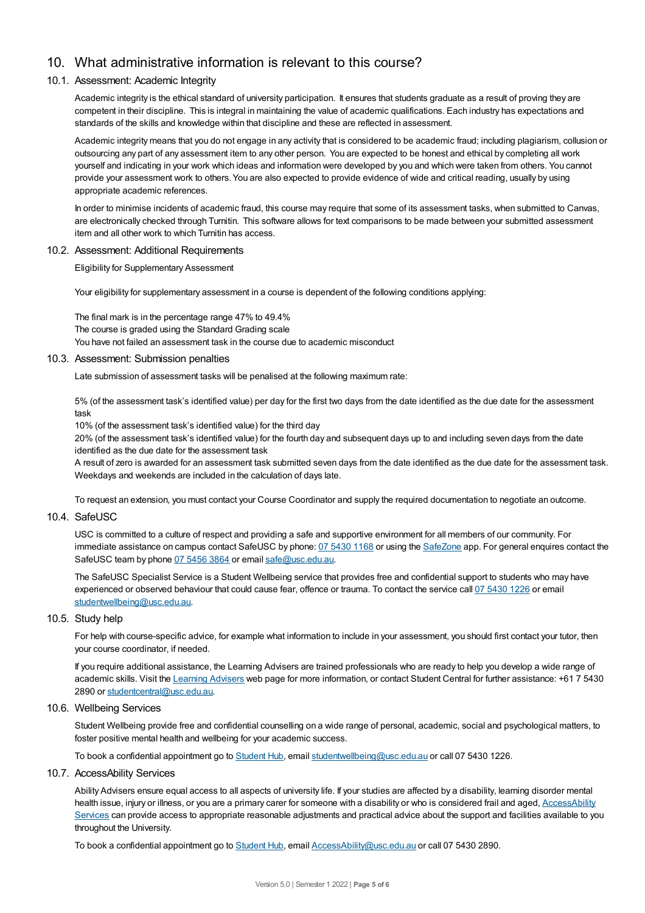## 10. What administrative information is relevant to this course?

### 10.1. Assessment: Academic Integrity

Academic integrity is the ethical standard of university participation. It ensures that students graduate as a result of proving they are competent in their discipline. This is integral in maintaining the value of academic qualifications. Each industry has expectations and standards of the skills and knowledge within that discipline and these are reflected in assessment.

Academic integrity means that you do not engage in any activity that is considered to be academic fraud; including plagiarism, collusion or outsourcing any part of any assessment item to any other person. You are expected to be honest and ethical by completing all work yourself and indicating in your work which ideas and information were developed by you and which were taken from others. You cannot provide your assessment work to others. You are also expected to provide evidence of wide and critical reading, usually by using appropriate academic references.

In order to minimise incidents of academic fraud, this course may require that some of its assessment tasks, when submitted to Canvas, are electronically checked through Turnitin. This software allows for text comparisons to be made between your submitted assessment item and all other work to which Turnitin has access.

### 10.2. Assessment: Additional Requirements

Eligibility for Supplementary Assessment

Your eligibility for supplementary assessment in a course is dependent of the following conditions applying:

The final mark is in the percentage range 47% to 49.4%
The course is graded using the Standard Grading scale
You have not failed an assessment task in the course due to academic misconduct

### 10.3. Assessment: Submission penalties

Late submission of assessment tasks will be penalised at the following maximum rate:

5% (of the assessment task's identified value) per day for the first two days from the date identified as the due date for the assessment task
10% (of the assessment task's identified value) for the third day
20% (of the assessment task's identified value) for the fourth day and subsequent days up to and including seven days from the date identified as the due date for the assessment task
A result of zero is awarded for an assessment task submitted seven days from the date identified as the due date for the assessment task. Weekdays and weekends are included in the calculation of days late.

To request an extension, you must contact your Course Coordinator and supply the required documentation to negotiate an outcome.

### 10.4. SafeUSC

USC is committed to a culture of respect and providing a safe and supportive environment for all members of our community. For immediate assistance on campus contact SafeUSC by phone: 07 5430 1168 or using the SafeZone app. For general enquires contact the SafeUSC team by phone 07 5456 3864 or email safe@usc.edu.au.

The SafeUSC Specialist Service is a Student Wellbeing service that provides free and confidential support to students who may have experienced or observed behaviour that could cause fear, offence or trauma. To contact the service call 07 5430 1226 or email studentwellbeing@usc.edu.au.

### 10.5. Study help

For help with course-specific advice, for example what information to include in your assessment, you should first contact your tutor, then your course coordinator, if needed.

If you require additional assistance, the Learning Advisers are trained professionals who are ready to help you develop a wide range of academic skills. Visit the Learning Advisers web page for more information, or contact Student Central for further assistance: +61 7 5430 2890 or studentcentral@usc.edu.au.

### 10.6. Wellbeing Services

Student Wellbeing provide free and confidential counselling on a wide range of personal, academic, social and psychological matters, to foster positive mental health and wellbeing for your academic success.

To book a confidential appointment go to Student Hub, email studentwellbeing@usc.edu.au or call 07 5430 1226.

### 10.7. AccessAbility Services

Ability Advisers ensure equal access to all aspects of university life. If your studies are affected by a disability, learning disorder mental health issue, injury or illness, or you are a primary carer for someone with a disability or who is considered frail and aged, AccessAbility Services can provide access to appropriate reasonable adjustments and practical advice about the support and facilities available to you throughout the University.

To book a confidential appointment go to Student Hub, email AccessAbility@usc.edu.au or call 07 5430 2890.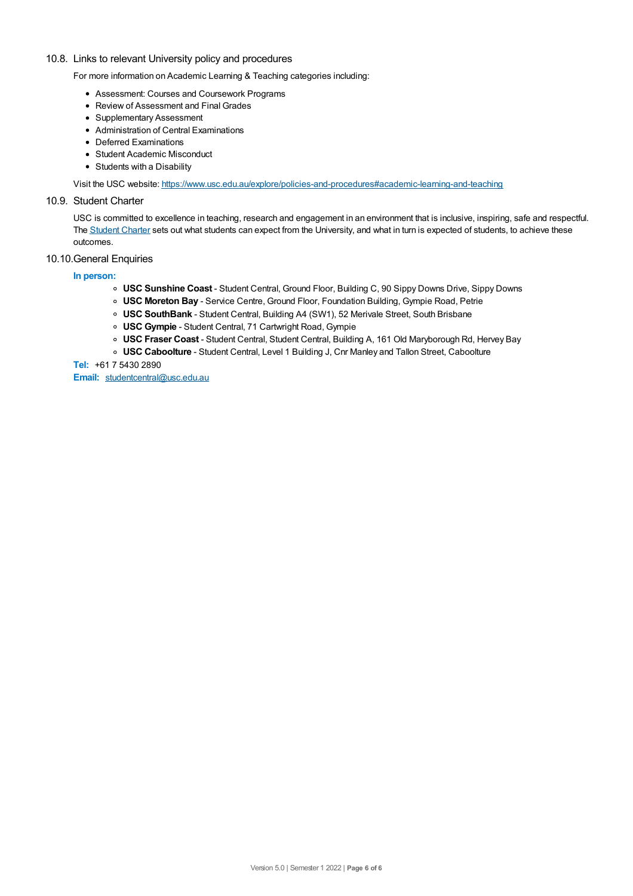### 10.8. Links to relevant University policy and procedures

For more information on Academic Learning & Teaching categories including:

- Assessment: Courses and Coursework Programs
- Review of Assessment and Final Grades
- Supplementary Assessment
- Administration of Central Examinations
- Deferred Examinations
- Student Academic Misconduct
- Students with a Disability

Visit the USC website: https://www.usc.edu.au/explore/policies-and-procedures#academic-learning-and-teaching

### 10.9. Student Charter

USC is committed to excellence in teaching, research and engagement in an environment that is inclusive, inspiring, safe and respectful. The Student Charter sets out what students can expect from the University, and what in turn is expected of students, to achieve these outcomes.

### 10.10. General Enquiries

**In person:**

- **USC Sunshine Coast** - Student Central, Ground Floor, Building C, 90 Sippy Downs Drive, Sippy Downs
- **USC Moreton Bay** - Service Centre, Ground Floor, Foundation Building, Gympie Road, Petrie
- **USC SouthBank** - Student Central, Building A4 (SW1), 52 Merivale Street, South Brisbane
- **USC Gympie** - Student Central, 71 Cartwright Road, Gympie
- **USC Fraser Coast** - Student Central, Student Central, Building A, 161 Old Maryborough Rd, Hervey Bay
- **USC Caboolture** - Student Central, Level 1 Building J, Cnr Manley and Tallon Street, Caboolture

**Tel:** +61 7 5430 2890

**Email:** studentcentral@usc.edu.au